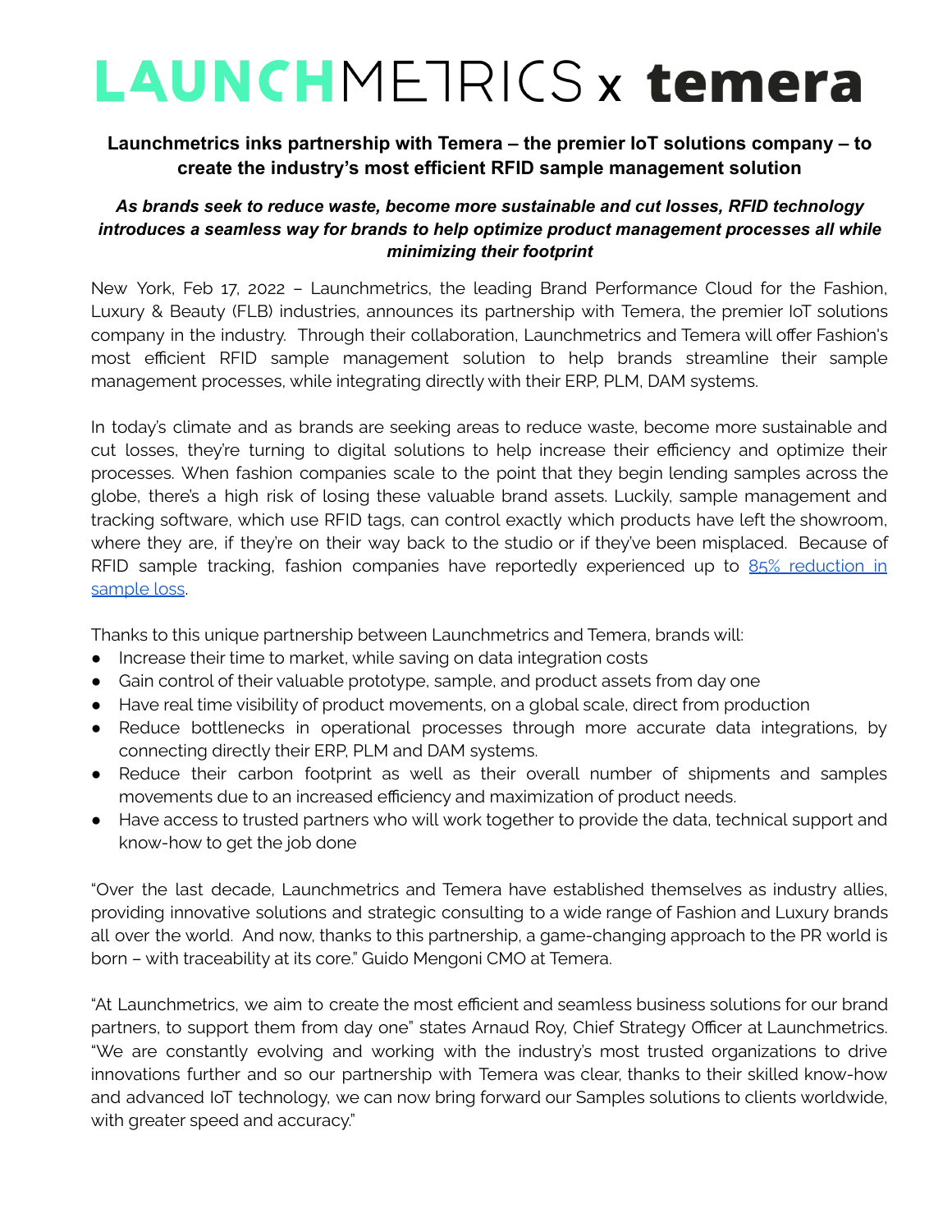# LAUNCHMETRICS x temera

**Launchmetrics inks partnership with Temera – the premier IoT solutions company – to create the industry's most efficient RFID sample management solution**

***As brands seek to reduce waste, become more sustainable and cut losses, RFID technology introduces a seamless way for brands to help optimize product management processes all while minimizing their footprint***

New York, Feb 17, 2022 – Launchmetrics, the leading Brand Performance Cloud for the Fashion, Luxury & Beauty (FLB) industries, announces its partnership with Temera, the premier IoT solutions company in the industry. Through their collaboration, Launchmetrics and Temera will offer Fashion's most efficient RFID sample management solution to help brands streamline their sample management processes, while integrating directly with their ERP, PLM, DAM systems.

In today's climate and as brands are seeking areas to reduce waste, become more sustainable and cut losses, they're turning to digital solutions to help increase their efficiency and optimize their processes. When fashion companies scale to the point that they begin lending samples across the globe, there's a high risk of losing these valuable brand assets. Luckily, sample management and tracking software, which use RFID tags, can control exactly which products have left the showroom, where they are, if they're on their way back to the studio or if they've been misplaced. Because of RFID sample tracking, fashion companies have reportedly experienced up to 85% reduction in sample loss.

Thanks to this unique partnership between Launchmetrics and Temera, brands will:

- Increase their time to market, while saving on data integration costs
- Gain control of their valuable prototype, sample, and product assets from day one
- Have real time visibility of product movements, on a global scale, direct from production
- Reduce bottlenecks in operational processes through more accurate data integrations, by connecting directly their ERP, PLM and DAM systems.
- Reduce their carbon footprint as well as their overall number of shipments and samples movements due to an increased efficiency and maximization of product needs.
- Have access to trusted partners who will work together to provide the data, technical support and know-how to get the job done

"Over the last decade, Launchmetrics and Temera have established themselves as industry allies, providing innovative solutions and strategic consulting to a wide range of Fashion and Luxury brands all over the world. And now, thanks to this partnership, a game-changing approach to the PR world is born – with traceability at its core." Guido Mengoni CMO at Temera.

"At Launchmetrics, we aim to create the most efficient and seamless business solutions for our brand partners, to support them from day one" states Arnaud Roy, Chief Strategy Officer at Launchmetrics. "We are constantly evolving and working with the industry's most trusted organizations to drive innovations further and so our partnership with Temera was clear, thanks to their skilled know-how and advanced IoT technology, we can now bring forward our Samples solutions to clients worldwide, with greater speed and accuracy."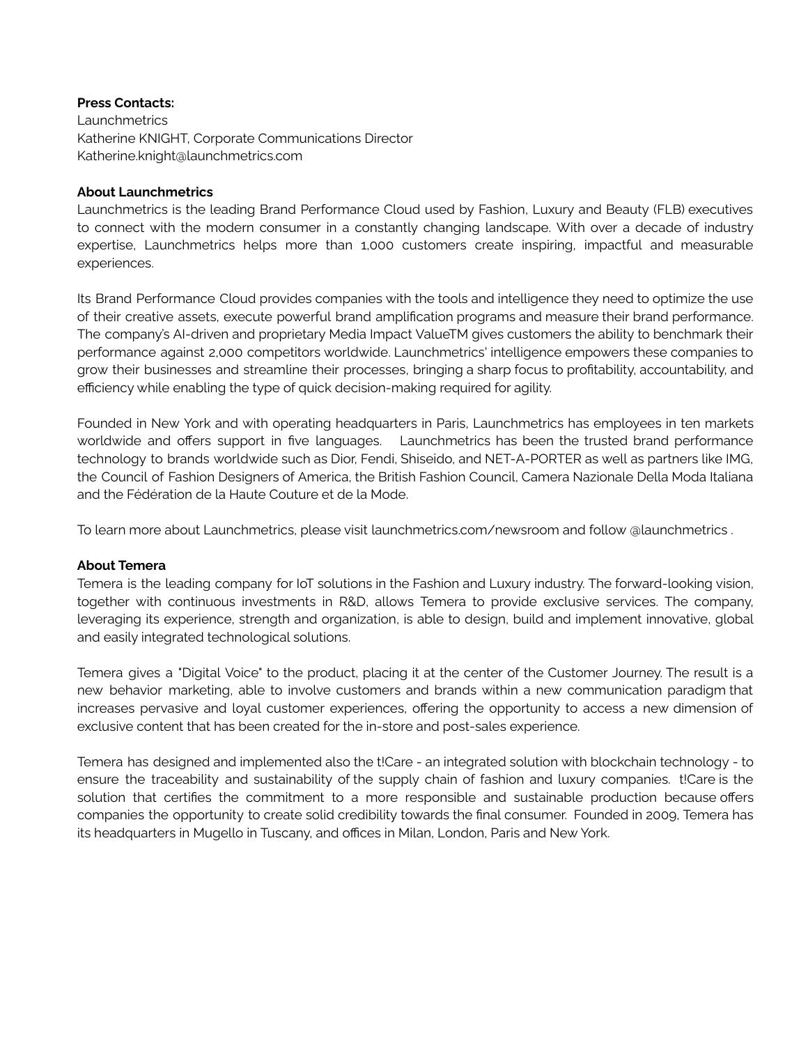**Press Contacts:**
Launchmetrics
Katherine KNIGHT, Corporate Communications Director
Katherine.knight@launchmetrics.com

**About Launchmetrics**

Launchmetrics is the leading Brand Performance Cloud used by Fashion, Luxury and Beauty (FLB) executives to connect with the modern consumer in a constantly changing landscape. With over a decade of industry expertise, Launchmetrics helps more than 1,000 customers create inspiring, impactful and measurable experiences.

Its Brand Performance Cloud provides companies with the tools and intelligence they need to optimize the use of their creative assets, execute powerful brand amplification programs and measure their brand performance. The company's AI-driven and proprietary Media Impact ValueTM gives customers the ability to benchmark their performance against 2,000 competitors worldwide. Launchmetrics' intelligence empowers these companies to grow their businesses and streamline their processes, bringing a sharp focus to profitability, accountability, and efficiency while enabling the type of quick decision-making required for agility.

Founded in New York and with operating headquarters in Paris, Launchmetrics has employees in ten markets worldwide and offers support in five languages. Launchmetrics has been the trusted brand performance technology to brands worldwide such as Dior, Fendi, Shiseido, and NET-A-PORTER as well as partners like IMG, the Council of Fashion Designers of America, the British Fashion Council, Camera Nazionale Della Moda Italiana and the Fédération de la Haute Couture et de la Mode.

To learn more about Launchmetrics, please visit launchmetrics.com/newsroom and follow @launchmetrics .

**About Temera**

Temera is the leading company for IoT solutions in the Fashion and Luxury industry. The forward-looking vision, together with continuous investments in R&D, allows Temera to provide exclusive services. The company, leveraging its experience, strength and organization, is able to design, build and implement innovative, global and easily integrated technological solutions.

Temera gives a "Digital Voice" to the product, placing it at the center of the Customer Journey. The result is a new behavior marketing, able to involve customers and brands within a new communication paradigm that increases pervasive and loyal customer experiences, offering the opportunity to access a new dimension of exclusive content that has been created for the in-store and post-sales experience.

Temera has designed and implemented also the t!Care - an integrated solution with blockchain technology - to ensure the traceability and sustainability of the supply chain of fashion and luxury companies. t!Care is the solution that certifies the commitment to a more responsible and sustainable production because offers companies the opportunity to create solid credibility towards the final consumer. Founded in 2009, Temera has its headquarters in Mugello in Tuscany, and offices in Milan, London, Paris and New York.